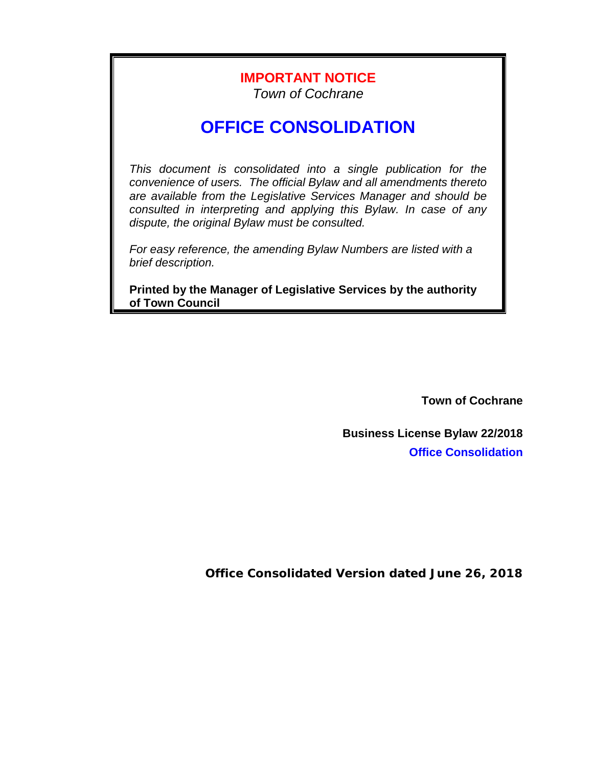**IMPORTANT NOTICE**

*Town of Cochrane*

# OFFICE CONSOLIDATION

*This document is consolidated into a single publication for the convenience of users. The official Bylaw and all amendments thereto are available from the Legislative Services Manager and should be consulted in interpreting and applying this Bylaw. In case of any dispute, the original Bylaw must be consulted.*

*For easy reference, the amending Bylaw Numbers are listed with a brief description.*

**Printed by the Manager of Legislative Services by the authority of Town Council**

**Town of Cochrane**

**Business License Bylaw 22/2018**

**Office Consolidation**

**Office Consolidated Version dated June 26, 2018**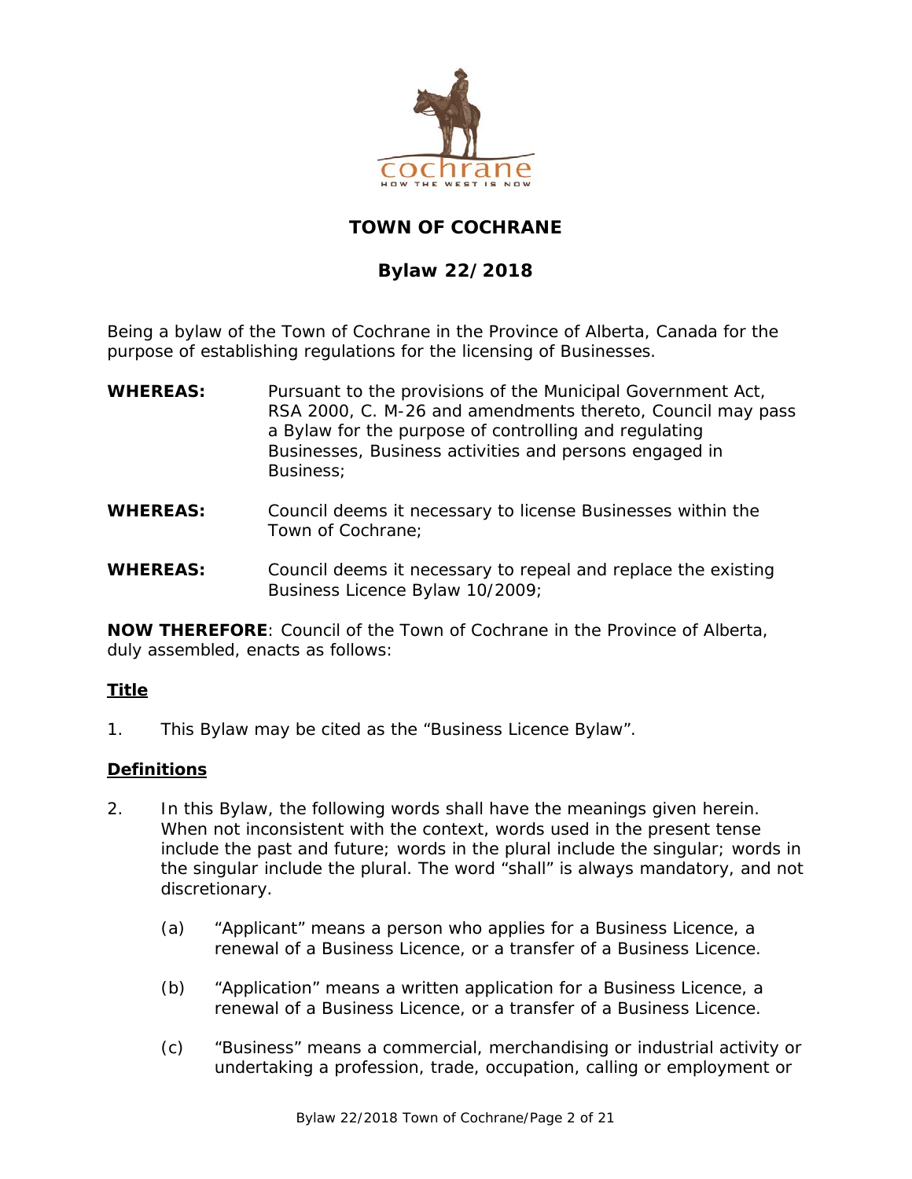# TOWN OF COCHRANE

## Bylaw 22/2018

Being a bylaw of the Town of Cochrane in the Province of Alberta, Canada for the purpose of establishing regulations for the licensing of Businesses.

**WHEREAS:** Pursuant to the provisions of the Municipal Government Act, RSA 2000, C. M-26 and amendments thereto, Council may pass a Bylaw for the purpose of controlling and regulating Businesses, Business activities and persons engaged in Business;

**WHEREAS:** Council deems it necessary to license Businesses within the Town of Cochrane;

**WHEREAS:** Council deems it necessary to repeal and replace the existing Business Licence Bylaw 10/2009;

**NOW THEREFORE**: Council of the Town of Cochrane in the Province of Alberta, duly assembled, enacts as follows:

### Title

1. This Bylaw may be cited as the "Business Licence Bylaw".

### Definitions

2. In this Bylaw, the following words shall have the meanings given herein. When not inconsistent with the context, words used in the present tense include the past and future; words in the plural include the singular; words in the singular include the plural. The word "shall" is always mandatory, and not discretionary.

   (a) "Applicant" means a person who applies for a Business Licence, a renewal of a Business Licence, or a transfer of a Business Licence.

   (b) "Application" means a written application for a Business Licence, a renewal of a Business Licence, or a transfer of a Business Licence.

   (c) "Business" means a commercial, merchandising or industrial activity or undertaking a profession, trade, occupation, calling or employment or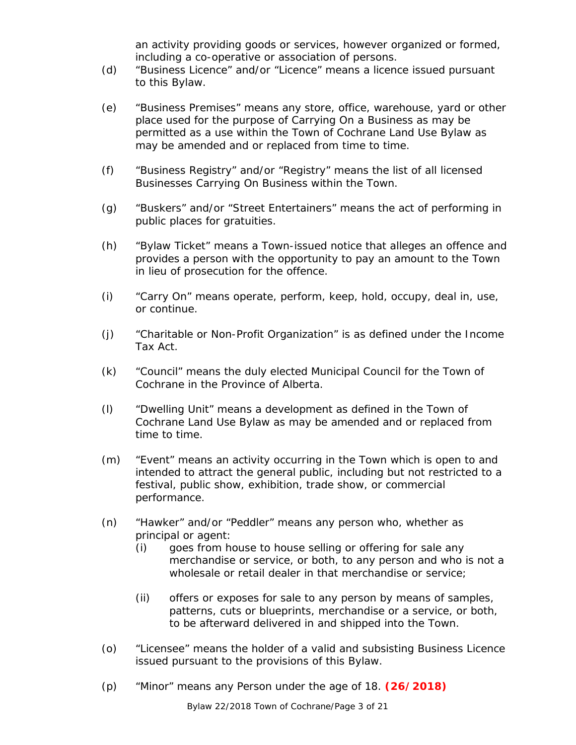an activity providing goods or services, however organized or formed, including a co-operative or association of persons.

(d) "Business Licence" and/or "Licence" means a licence issued pursuant to this Bylaw.

(e) "Business Premises" means any store, office, warehouse, yard or other place used for the purpose of Carrying On a Business as may be permitted as a use within the Town of Cochrane Land Use Bylaw as may be amended and or replaced from time to time.

(f) "Business Registry" and/or "Registry" means the list of all licensed Businesses Carrying On Business within the Town.

(g) "Buskers" and/or "Street Entertainers" means the act of performing in public places for gratuities.

(h) "Bylaw Ticket" means a Town-issued notice that alleges an offence and provides a person with the opportunity to pay an amount to the Town in lieu of prosecution for the offence.

(i) "Carry On" means operate, perform, keep, hold, occupy, deal in, use, or continue.

(j) "Charitable or Non-Profit Organization" is as defined under the Income Tax Act.

(k) "Council" means the duly elected Municipal Council for the Town of Cochrane in the Province of Alberta.

(l) "Dwelling Unit" means a development as defined in the Town of Cochrane Land Use Bylaw as may be amended and or replaced from time to time.

(m) "Event" means an activity occurring in the Town which is open to and intended to attract the general public, including but not restricted to a festival, public show, exhibition, trade show, or commercial performance.

(n) "Hawker" and/or "Peddler" means any person who, whether as principal or agent:
   - (i) goes from house to house selling or offering for sale any merchandise or service, or both, to any person and who is not a wholesale or retail dealer in that merchandise or service;
   - (ii) offers or exposes for sale to any person by means of samples, patterns, cuts or blueprints, merchandise or a service, or both, to be afterward delivered in and shipped into the Town.

(o) "Licensee" means the holder of a valid and subsisting Business Licence issued pursuant to the provisions of this Bylaw.

(p) "Minor" means any Person under the age of 18. **(26/2018)**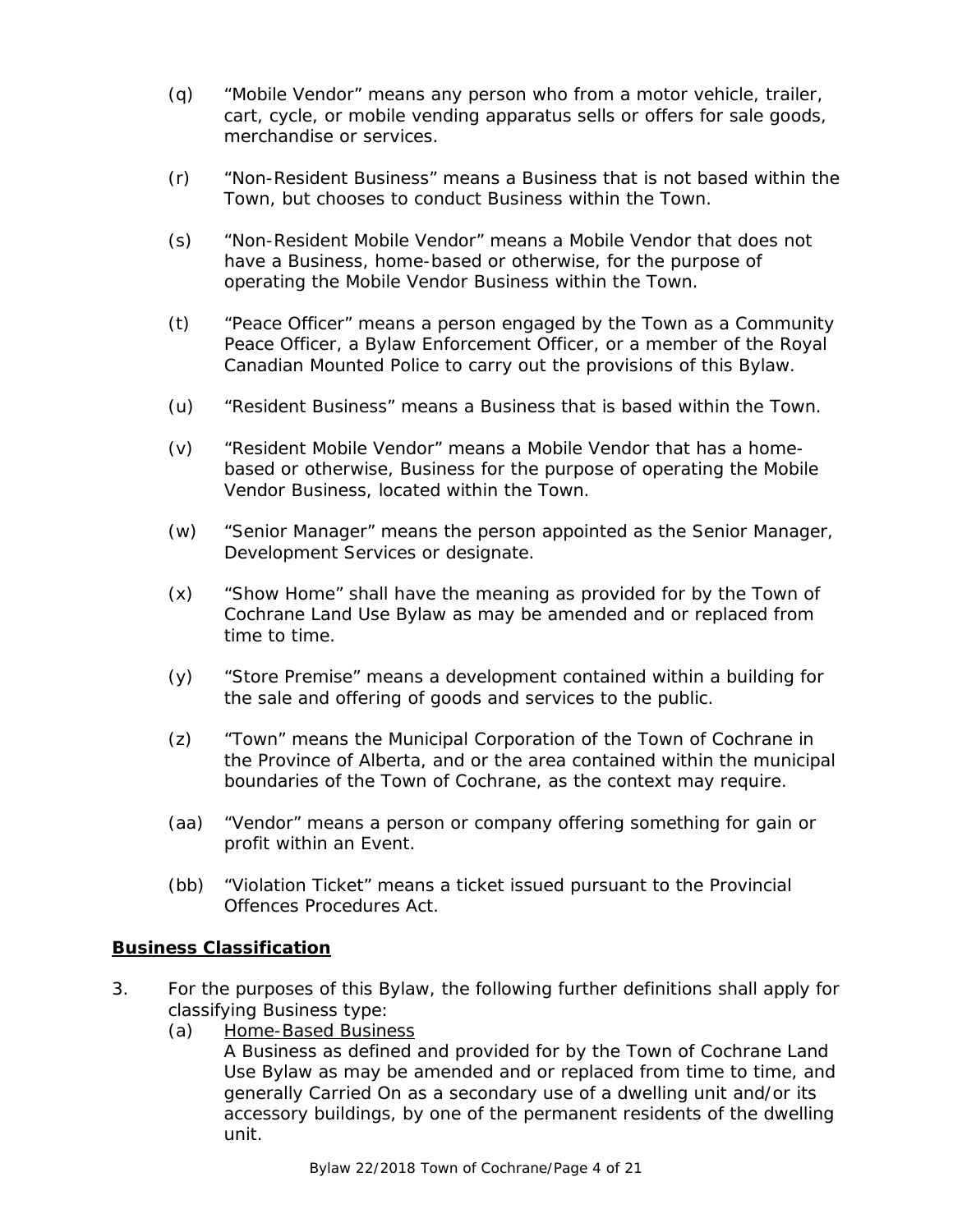(q) "Mobile Vendor" means any person who from a motor vehicle, trailer, cart, cycle, or mobile vending apparatus sells or offers for sale goods, merchandise or services.

(r) "Non-Resident Business" means a Business that is not based within the Town, but chooses to conduct Business within the Town.

(s) "Non-Resident Mobile Vendor" means a Mobile Vendor that does not have a Business, home-based or otherwise, for the purpose of operating the Mobile Vendor Business within the Town.

(t) "Peace Officer" means a person engaged by the Town as a Community Peace Officer, a Bylaw Enforcement Officer, or a member of the Royal Canadian Mounted Police to carry out the provisions of this Bylaw.

(u) "Resident Business" means a Business that is based within the Town.

(v) "Resident Mobile Vendor" means a Mobile Vendor that has a home-based or otherwise, Business for the purpose of operating the Mobile Vendor Business, located within the Town.

(w) "Senior Manager" means the person appointed as the Senior Manager, Development Services or designate.

(x) "Show Home" shall have the meaning as provided for by the Town of Cochrane Land Use Bylaw as may be amended and or replaced from time to time.

(y) "Store Premise" means a development contained within a building for the sale and offering of goods and services to the public.

(z) "Town" means the Municipal Corporation of the Town of Cochrane in the Province of Alberta, and or the area contained within the municipal boundaries of the Town of Cochrane, as the context may require.

(aa) "Vendor" means a person or company offering something for gain or profit within an Event.

(bb) "Violation Ticket" means a ticket issued pursuant to the Provincial Offences Procedures Act.

## **Business Classification**

3. For the purposes of this Bylaw, the following further definitions shall apply for classifying Business type:

   (a) Home-Based Business
   A Business as defined and provided for by the Town of Cochrane Land Use Bylaw as may be amended and or replaced from time to time, and generally Carried On as a secondary use of a dwelling unit and/or its accessory buildings, by one of the permanent residents of the dwelling unit.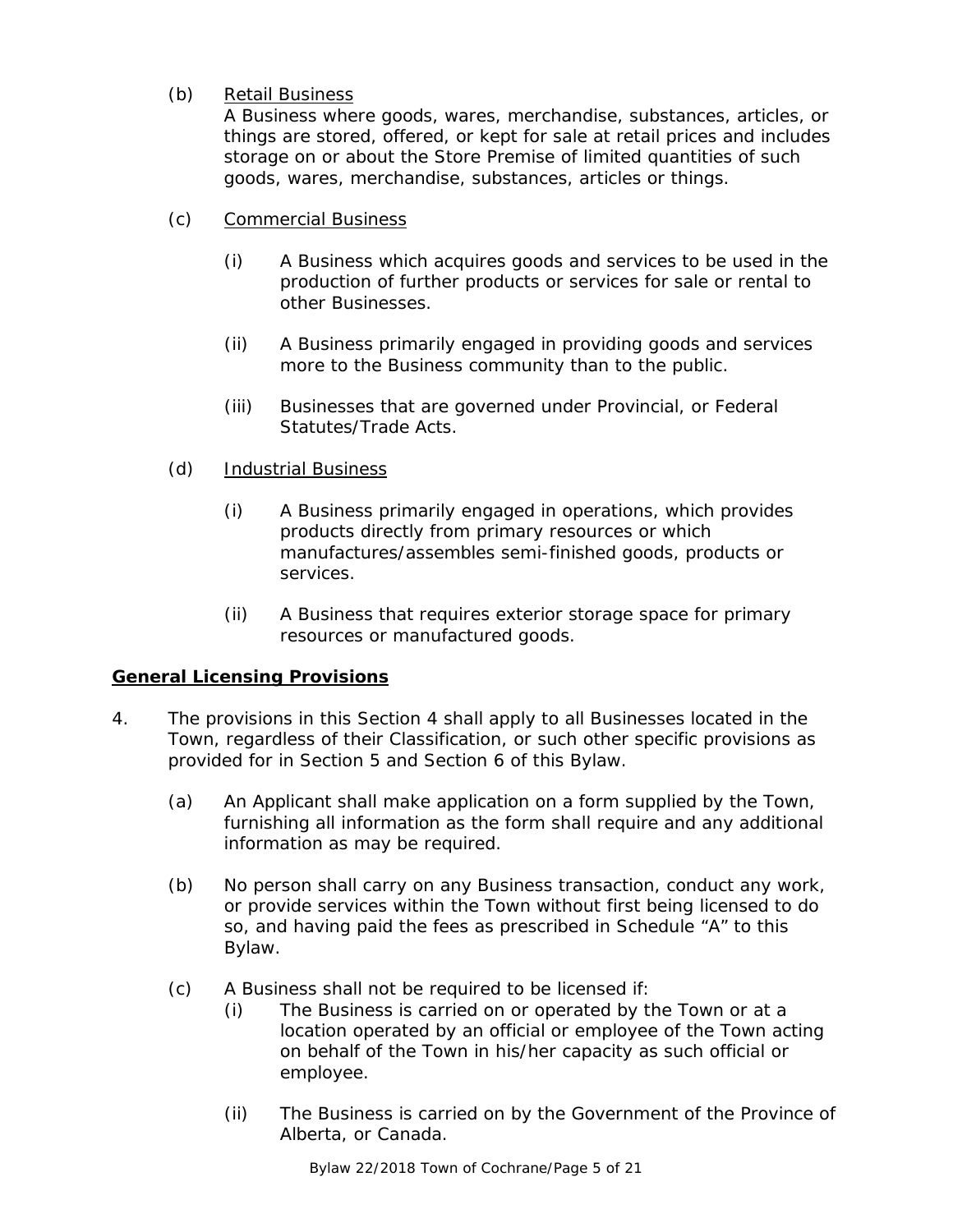(b) <u>Retail Business</u>
A Business where goods, wares, merchandise, substances, articles, or things are stored, offered, or kept for sale at retail prices and includes storage on or about the Store Premise of limited quantities of such goods, wares, merchandise, substances, articles or things.

(c) <u>Commercial Business</u>

(i) A Business which acquires goods and services to be used in the production of further products or services for sale or rental to other Businesses.

(ii) A Business primarily engaged in providing goods and services more to the Business community than to the public.

(iii) Businesses that are governed under Provincial, or Federal Statutes/Trade Acts.

(d) <u>Industrial Business</u>

(i) A Business primarily engaged in operations, which provides products directly from primary resources or which manufactures/assembles semi-finished goods, products or services.

(ii) A Business that requires exterior storage space for primary resources or manufactured goods.

**<u>General Licensing Provisions</u>**

4. The provisions in this Section 4 shall apply to all Businesses located in the Town, regardless of their Classification, or such other specific provisions as provided for in Section 5 and Section 6 of this Bylaw.

(a) An Applicant shall make application on a form supplied by the Town, furnishing all information as the form shall require and any additional information as may be required.

(b) No person shall carry on any Business transaction, conduct any work, or provide services within the Town without first being licensed to do so, and having paid the fees as prescribed in Schedule "A" to this Bylaw.

(c) A Business shall not be required to be licensed if:

(i) The Business is carried on or operated by the Town or at a location operated by an official or employee of the Town acting on behalf of the Town in his/her capacity as such official or employee.

(ii) The Business is carried on by the Government of the Province of Alberta, or Canada.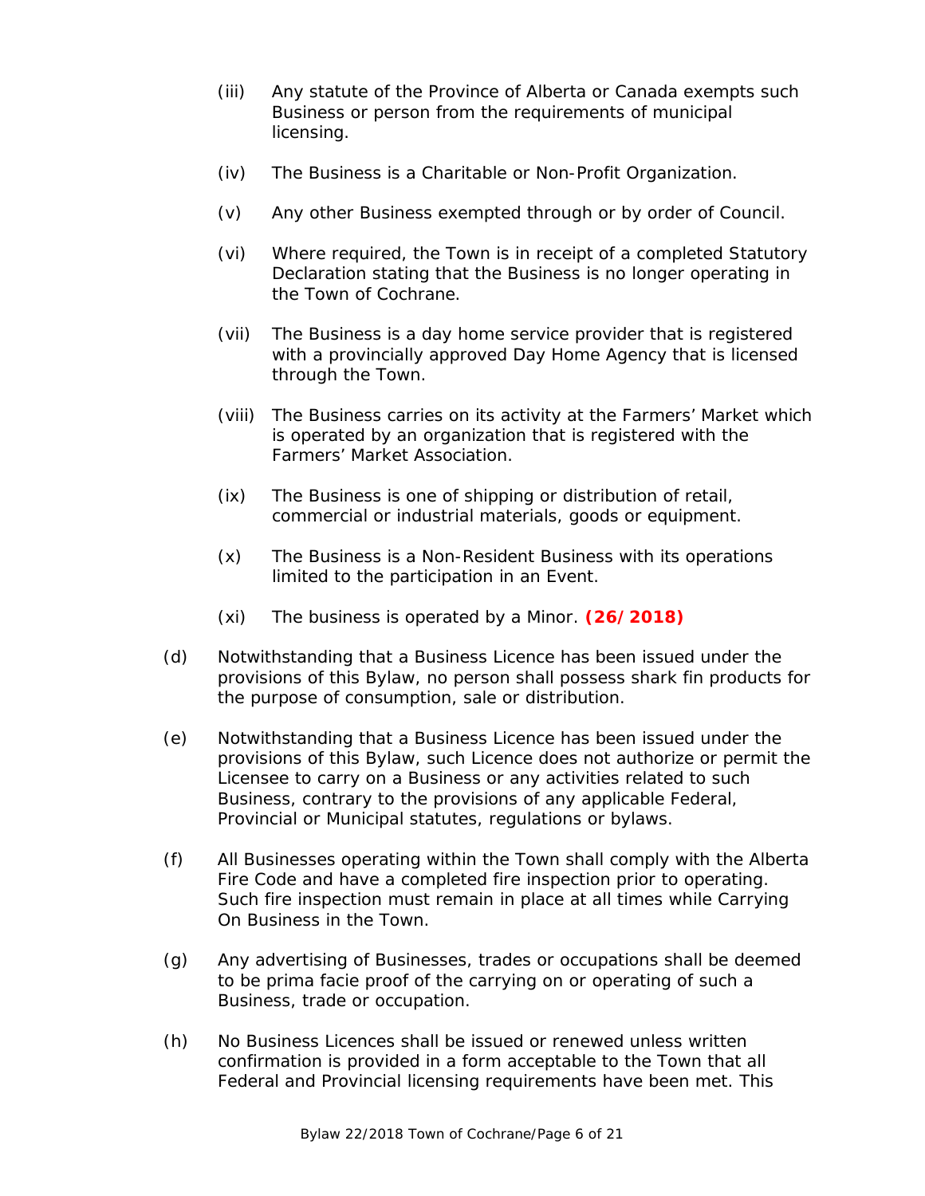(iii) Any statute of the Province of Alberta or Canada exempts such Business or person from the requirements of municipal licensing.

(iv) The Business is a Charitable or Non-Profit Organization.

(v) Any other Business exempted through or by order of Council.

(vi) Where required, the Town is in receipt of a completed Statutory Declaration stating that the Business is no longer operating in the Town of Cochrane.

(vii) The Business is a day home service provider that is registered with a provincially approved Day Home Agency that is licensed through the Town.

(viii) The Business carries on its activity at the Farmers' Market which is operated by an organization that is registered with the Farmers' Market Association.

(ix) The Business is one of shipping or distribution of retail, commercial or industrial materials, goods or equipment.

(x) The Business is a Non-Resident Business with its operations limited to the participation in an Event.

(xi) The business is operated by a Minor. **(26/2018)**

(d) Notwithstanding that a Business Licence has been issued under the provisions of this Bylaw, no person shall possess shark fin products for the purpose of consumption, sale or distribution.

(e) Notwithstanding that a Business Licence has been issued under the provisions of this Bylaw, such Licence does not authorize or permit the Licensee to carry on a Business or any activities related to such Business, contrary to the provisions of any applicable Federal, Provincial or Municipal statutes, regulations or bylaws.

(f) All Businesses operating within the Town shall comply with the Alberta Fire Code and have a completed fire inspection prior to operating. Such fire inspection must remain in place at all times while Carrying On Business in the Town.

(g) Any advertising of Businesses, trades or occupations shall be deemed to be prima facie proof of the carrying on or operating of such a Business, trade or occupation.

(h) No Business Licences shall be issued or renewed unless written confirmation is provided in a form acceptable to the Town that all Federal and Provincial licensing requirements have been met. This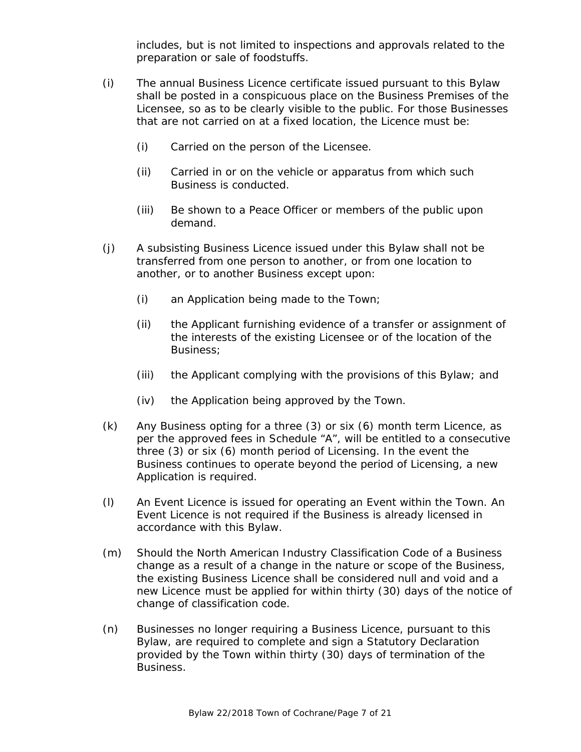includes, but is not limited to inspections and approvals related to the preparation or sale of foodstuffs.

(i) The annual Business Licence certificate issued pursuant to this Bylaw shall be posted in a conspicuous place on the Business Premises of the Licensee, so as to be clearly visible to the public. For those Businesses that are not carried on at a fixed location, the Licence must be:

  (i) Carried on the person of the Licensee.

  (ii) Carried in or on the vehicle or apparatus from which such Business is conducted.

  (iii) Be shown to a Peace Officer or members of the public upon demand.

(j) A subsisting Business Licence issued under this Bylaw shall not be transferred from one person to another, or from one location to another, or to another Business except upon:

  (i) an Application being made to the Town;

  (ii) the Applicant furnishing evidence of a transfer or assignment of the interests of the existing Licensee or of the location of the Business;

  (iii) the Applicant complying with the provisions of this Bylaw; and

  (iv) the Application being approved by the Town.

(k) Any Business opting for a three (3) or six (6) month term Licence, as per the approved fees in Schedule "A", will be entitled to a consecutive three (3) or six (6) month period of Licensing. In the event the Business continues to operate beyond the period of Licensing, a new Application is required.

(l) An Event Licence is issued for operating an Event within the Town. An Event Licence is not required if the Business is already licensed in accordance with this Bylaw.

(m) Should the North American Industry Classification Code of a Business change as a result of a change in the nature or scope of the Business, the existing Business Licence shall be considered null and void and a new Licence must be applied for within thirty (30) days of the notice of change of classification code.

(n) Businesses no longer requiring a Business Licence, pursuant to this Bylaw, are required to complete and sign a Statutory Declaration provided by the Town within thirty (30) days of termination of the Business.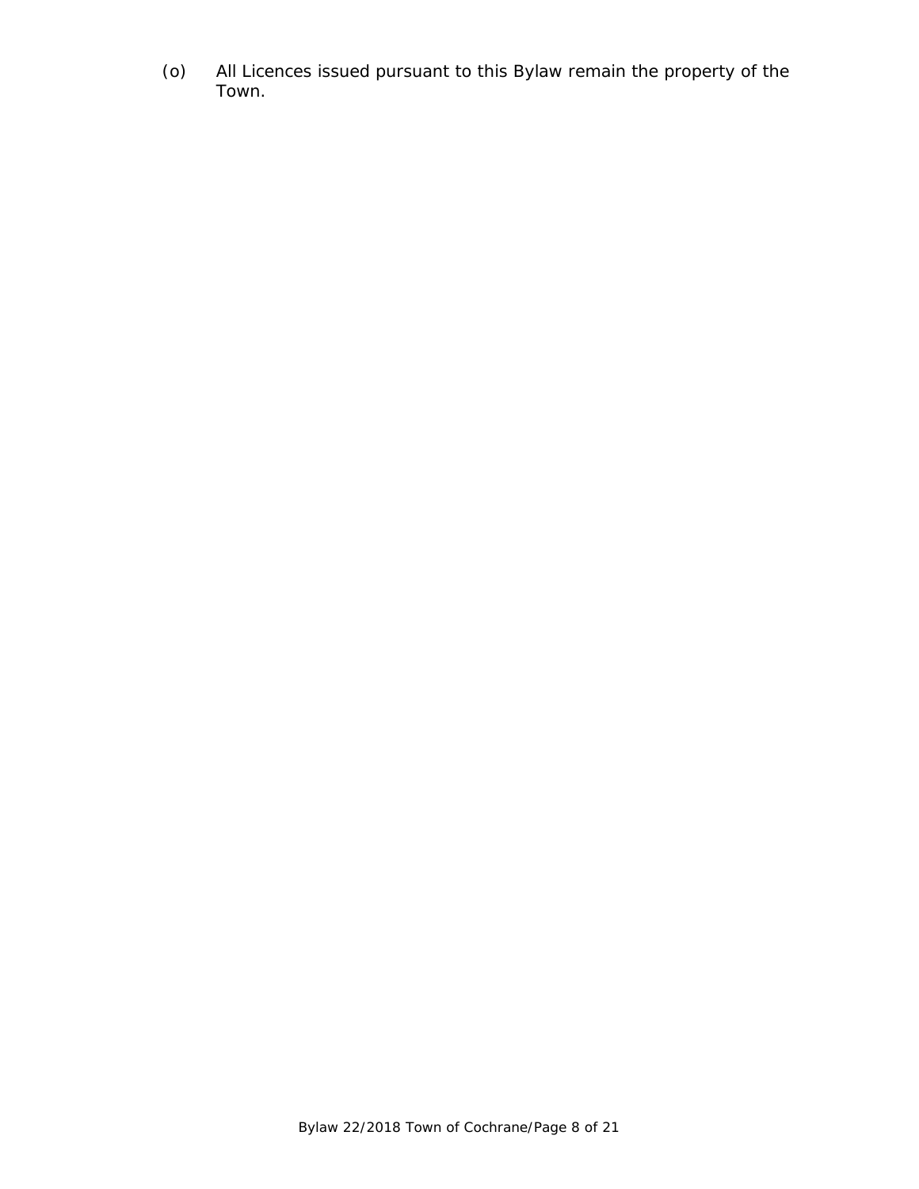(o) All Licences issued pursuant to this Bylaw remain the property of the Town.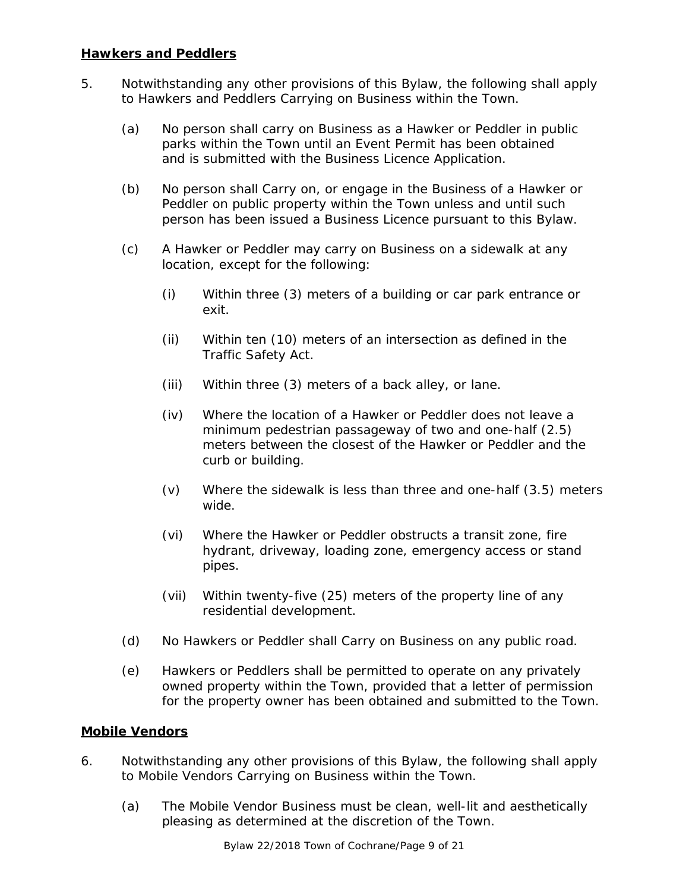**Hawkers and Peddlers**

5. Notwithstanding any other provisions of this Bylaw, the following shall apply to Hawkers and Peddlers Carrying on Business within the Town.

   (a) No person shall carry on Business as a Hawker or Peddler in public parks within the Town until an Event Permit has been obtained and is submitted with the Business Licence Application.

   (b) No person shall Carry on, or engage in the Business of a Hawker or Peddler on public property within the Town unless and until such person has been issued a Business Licence pursuant to this Bylaw.

   (c) A Hawker or Peddler may carry on Business on a sidewalk at any location, except for the following:

      (i) Within three (3) meters of a building or car park entrance or exit.

      (ii) Within ten (10) meters of an intersection as defined in the Traffic Safety Act.

      (iii) Within three (3) meters of a back alley, or lane.

      (iv) Where the location of a Hawker or Peddler does not leave a minimum pedestrian passageway of two and one-half (2.5) meters between the closest of the Hawker or Peddler and the curb or building.

      (v) Where the sidewalk is less than three and one-half (3.5) meters wide.

      (vi) Where the Hawker or Peddler obstructs a transit zone, fire hydrant, driveway, loading zone, emergency access or stand pipes.

      (vii) Within twenty-five (25) meters of the property line of any residential development.

   (d) No Hawkers or Peddler shall Carry on Business on any public road.

   (e) Hawkers or Peddlers shall be permitted to operate on any privately owned property within the Town, provided that a letter of permission for the property owner has been obtained and submitted to the Town.

**Mobile Vendors**

6. Notwithstanding any other provisions of this Bylaw, the following shall apply to Mobile Vendors Carrying on Business within the Town.

   (a) The Mobile Vendor Business must be clean, well-lit and aesthetically pleasing as determined at the discretion of the Town.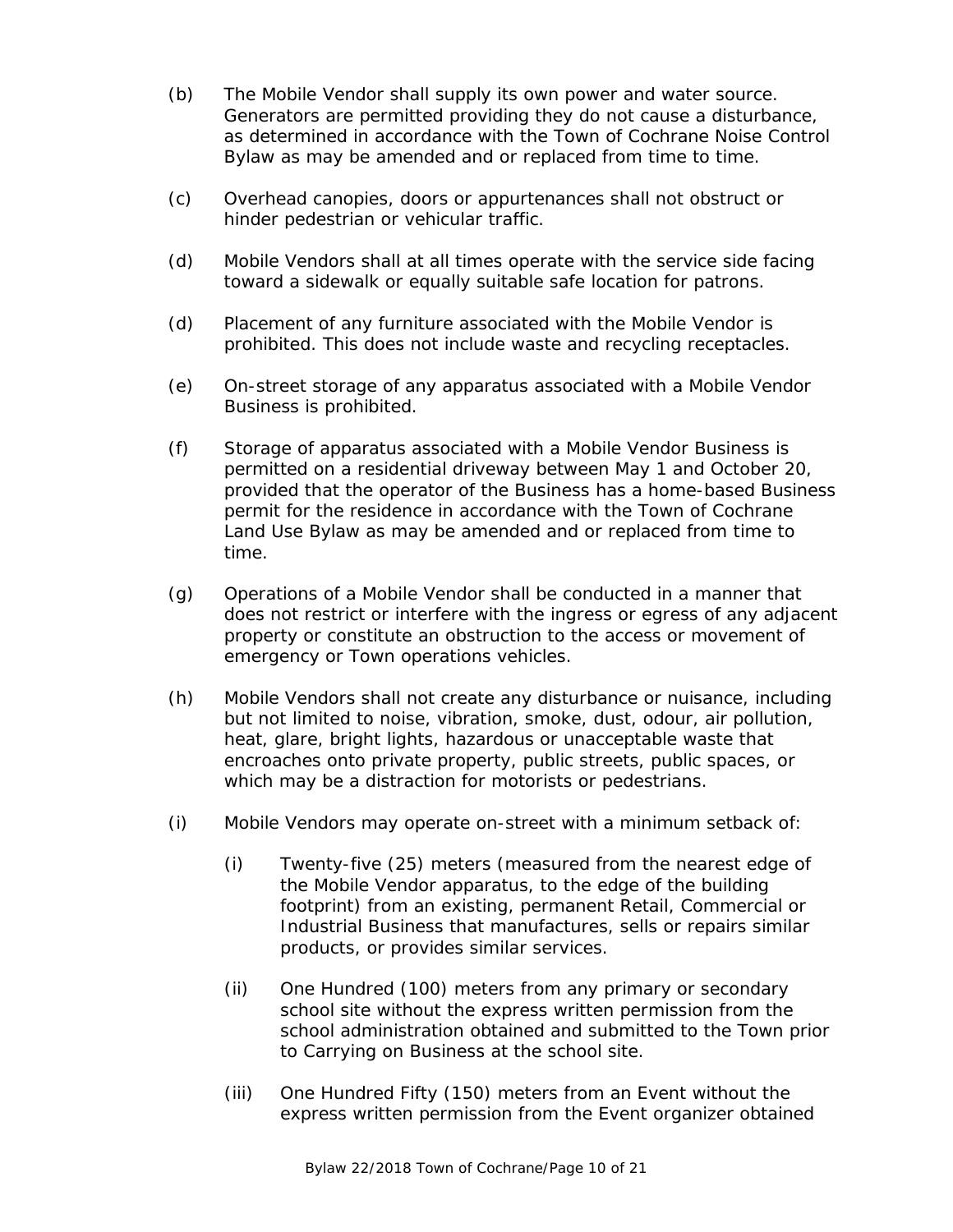(b) The Mobile Vendor shall supply its own power and water source. Generators are permitted providing they do not cause a disturbance, as determined in accordance with the Town of Cochrane Noise Control Bylaw as may be amended and or replaced from time to time.

(c) Overhead canopies, doors or appurtenances shall not obstruct or hinder pedestrian or vehicular traffic.

(d) Mobile Vendors shall at all times operate with the service side facing toward a sidewalk or equally suitable safe location for patrons.

(d) Placement of any furniture associated with the Mobile Vendor is prohibited. This does not include waste and recycling receptacles.

(e) On-street storage of any apparatus associated with a Mobile Vendor Business is prohibited.

(f) Storage of apparatus associated with a Mobile Vendor Business is permitted on a residential driveway between May 1 and October 20, provided that the operator of the Business has a home-based Business permit for the residence in accordance with the Town of Cochrane Land Use Bylaw as may be amended and or replaced from time to time.

(g) Operations of a Mobile Vendor shall be conducted in a manner that does not restrict or interfere with the ingress or egress of any adjacent property or constitute an obstruction to the access or movement of emergency or Town operations vehicles.

(h) Mobile Vendors shall not create any disturbance or nuisance, including but not limited to noise, vibration, smoke, dust, odour, air pollution, heat, glare, bright lights, hazardous or unacceptable waste that encroaches onto private property, public streets, public spaces, or which may be a distraction for motorists or pedestrians.

(i) Mobile Vendors may operate on-street with a minimum setback of:

  (i) Twenty-five (25) meters (measured from the nearest edge of the Mobile Vendor apparatus, to the edge of the building footprint) from an existing, permanent Retail, Commercial or Industrial Business that manufactures, sells or repairs similar products, or provides similar services.

  (ii) One Hundred (100) meters from any primary or secondary school site without the express written permission from the school administration obtained and submitted to the Town prior to Carrying on Business at the school site.

  (iii) One Hundred Fifty (150) meters from an Event without the express written permission from the Event organizer obtained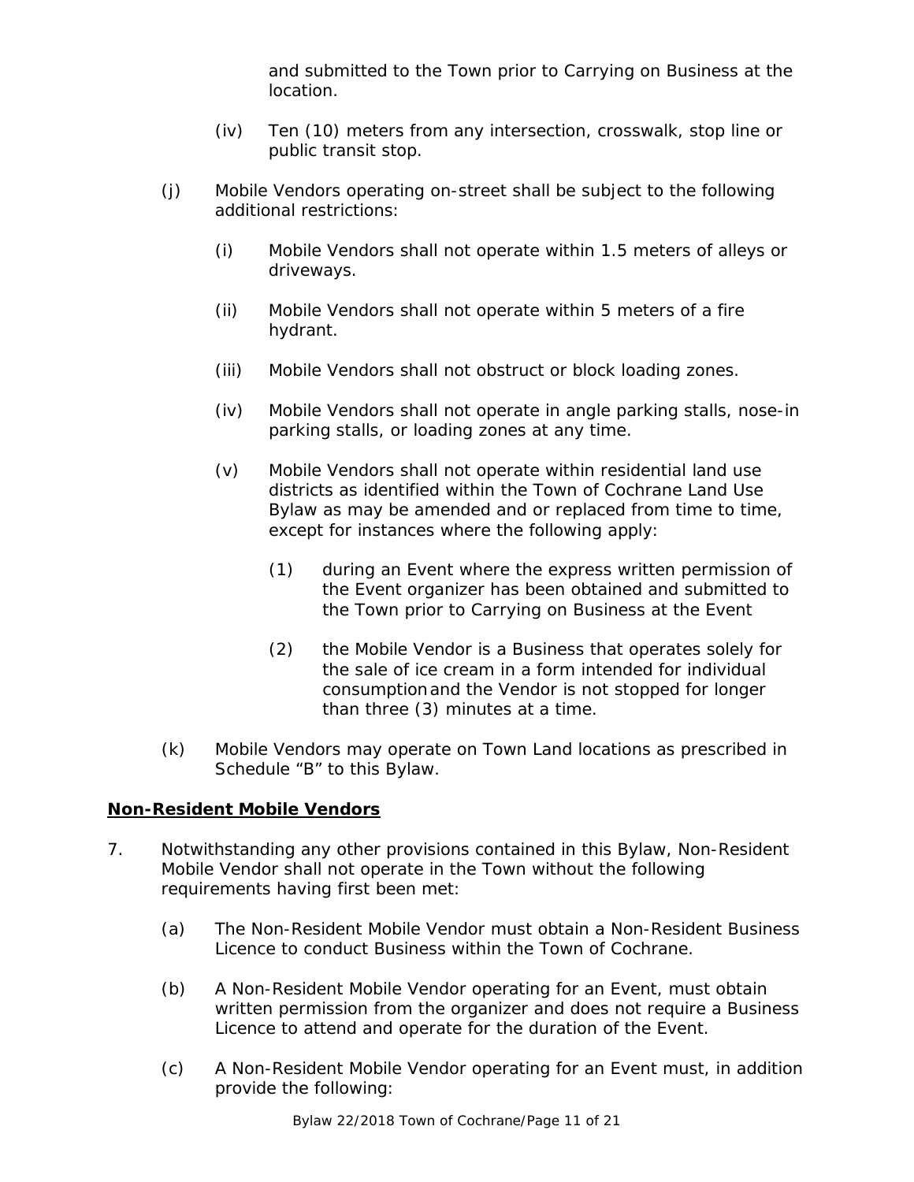and submitted to the Town prior to Carrying on Business at the location.

(iv) Ten (10) meters from any intersection, crosswalk, stop line or public transit stop.

(j) Mobile Vendors operating on-street shall be subject to the following additional restrictions:

(i) Mobile Vendors shall not operate within 1.5 meters of alleys or driveways.

(ii) Mobile Vendors shall not operate within 5 meters of a fire hydrant.

(iii) Mobile Vendors shall not obstruct or block loading zones.

(iv) Mobile Vendors shall not operate in angle parking stalls, nose-in parking stalls, or loading zones at any time.

(v) Mobile Vendors shall not operate within residential land use districts as identified within the Town of Cochrane Land Use Bylaw as may be amended and or replaced from time to time, except for instances where the following apply:

(1) during an Event where the express written permission of the Event organizer has been obtained and submitted to the Town prior to Carrying on Business at the Event

(2) the Mobile Vendor is a Business that operates solely for the sale of ice cream in a form intended for individual consumption and the Vendor is not stopped for longer than three (3) minutes at a time.

(k) Mobile Vendors may operate on Town Land locations as prescribed in Schedule “B” to this Bylaw.

**Non-Resident Mobile Vendors**

7. Notwithstanding any other provisions contained in this Bylaw, Non-Resident Mobile Vendor shall not operate in the Town without the following requirements having first been met:

(a) The Non-Resident Mobile Vendor must obtain a Non-Resident Business Licence to conduct Business within the Town of Cochrane.

(b) A Non-Resident Mobile Vendor operating for an Event, must obtain written permission from the organizer and does not require a Business Licence to attend and operate for the duration of the Event.

(c) A Non-Resident Mobile Vendor operating for an Event must, in addition provide the following: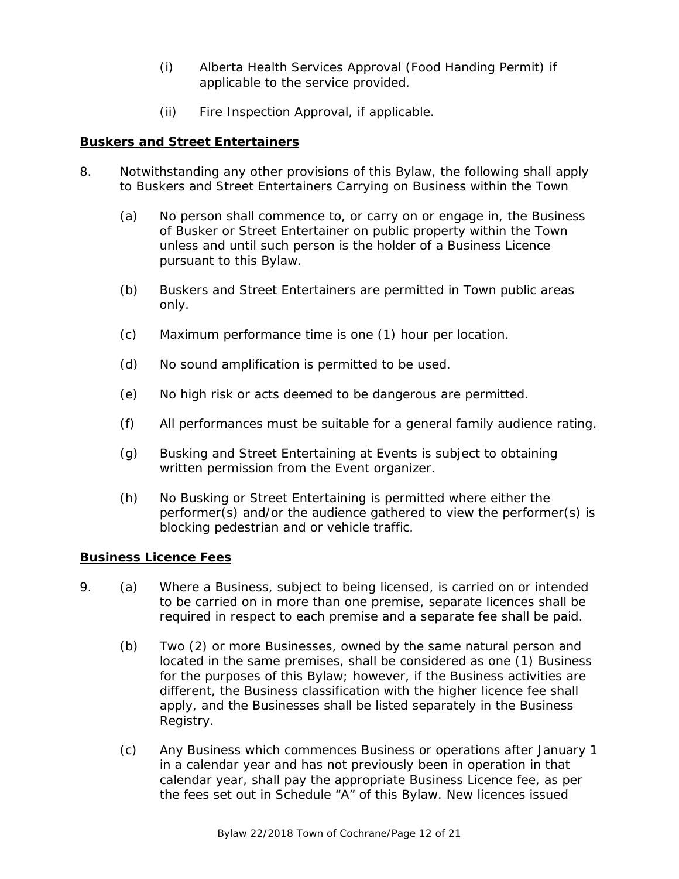(i) Alberta Health Services Approval (Food Handing Permit) if applicable to the service provided.

(ii) Fire Inspection Approval, if applicable.

**Buskers and Street Entertainers**

8. Notwithstanding any other provisions of this Bylaw, the following shall apply to Buskers and Street Entertainers Carrying on Business within the Town

(a) No person shall commence to, or carry on or engage in, the Business of Busker or Street Entertainer on public property within the Town unless and until such person is the holder of a Business Licence pursuant to this Bylaw.

(b) Buskers and Street Entertainers are permitted in Town public areas only.

(c) Maximum performance time is one (1) hour per location.

(d) No sound amplification is permitted to be used.

(e) No high risk or acts deemed to be dangerous are permitted.

(f) All performances must be suitable for a general family audience rating.

(g) Busking and Street Entertaining at Events is subject to obtaining written permission from the Event organizer.

(h) No Busking or Street Entertaining is permitted where either the performer(s) and/or the audience gathered to view the performer(s) is blocking pedestrian and or vehicle traffic.

**Business Licence Fees**

9. (a) Where a Business, subject to being licensed, is carried on or intended to be carried on in more than one premise, separate licences shall be required in respect to each premise and a separate fee shall be paid.

(b) Two (2) or more Businesses, owned by the same natural person and located in the same premises, shall be considered as one (1) Business for the purposes of this Bylaw; however, if the Business activities are different, the Business classification with the higher licence fee shall apply, and the Businesses shall be listed separately in the Business Registry.

(c) Any Business which commences Business or operations after January 1 in a calendar year and has not previously been in operation in that calendar year, shall pay the appropriate Business Licence fee, as per the fees set out in Schedule "A" of this Bylaw. New licences issued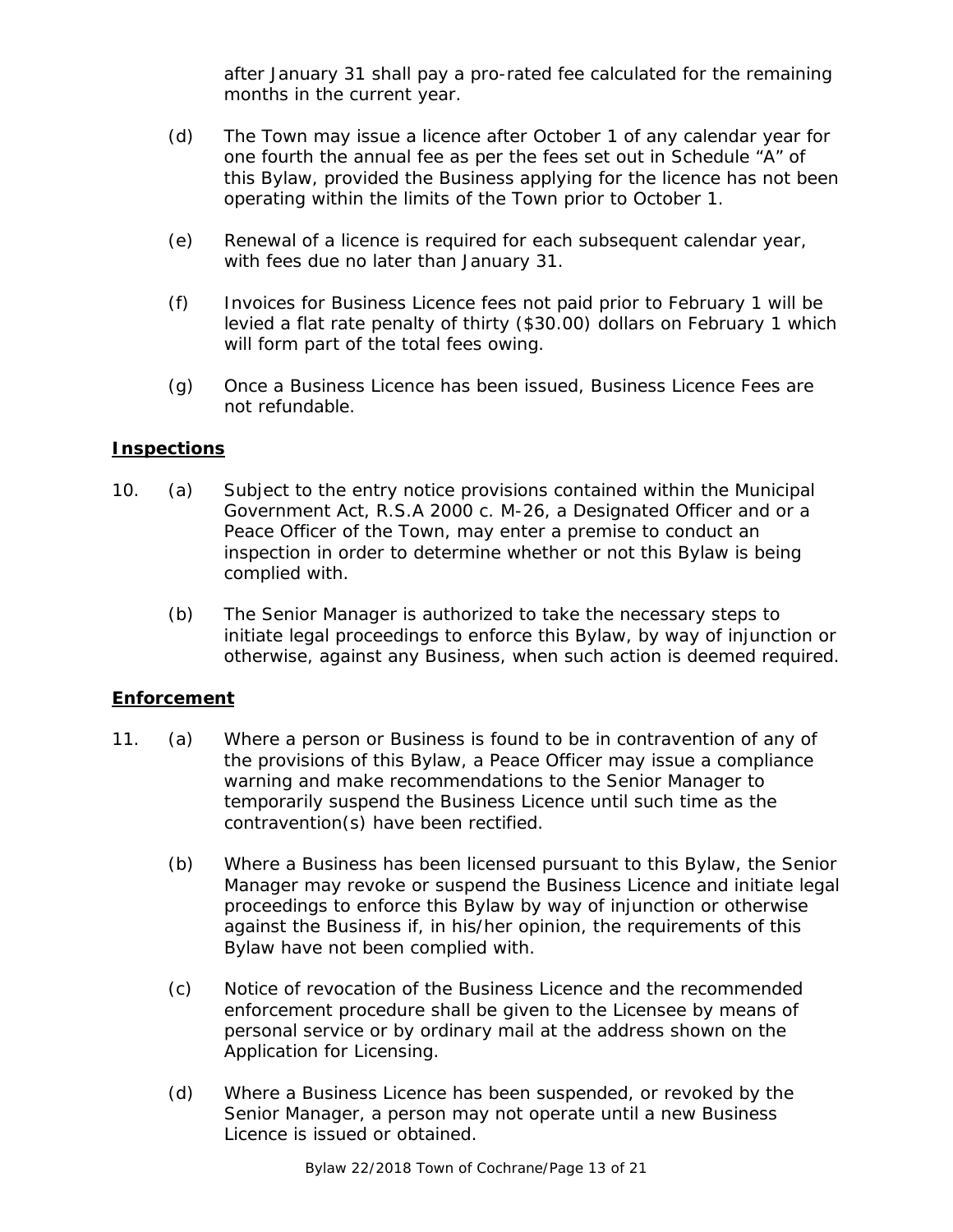after January 31 shall pay a pro-rated fee calculated for the remaining months in the current year.

(d) The Town may issue a licence after October 1 of any calendar year for one fourth the annual fee as per the fees set out in Schedule "A" of this Bylaw, provided the Business applying for the licence has not been operating within the limits of the Town prior to October 1.

(e) Renewal of a licence is required for each subsequent calendar year, with fees due no later than January 31.

(f) Invoices for Business Licence fees not paid prior to February 1 will be levied a flat rate penalty of thirty ($30.00) dollars on February 1 which will form part of the total fees owing.

(g) Once a Business Licence has been issued, Business Licence Fees are not refundable.

**Inspections**

10. (a) Subject to the entry notice provisions contained within the Municipal Government Act, R.S.A 2000 c. M-26, a Designated Officer and or a Peace Officer of the Town, may enter a premise to conduct an inspection in order to determine whether or not this Bylaw is being complied with.

(b) The Senior Manager is authorized to take the necessary steps to initiate legal proceedings to enforce this Bylaw, by way of injunction or otherwise, against any Business, when such action is deemed required.

**Enforcement**

11. (a) Where a person or Business is found to be in contravention of any of the provisions of this Bylaw, a Peace Officer may issue a compliance warning and make recommendations to the Senior Manager to temporarily suspend the Business Licence until such time as the contravention(s) have been rectified.

(b) Where a Business has been licensed pursuant to this Bylaw, the Senior Manager may revoke or suspend the Business Licence and initiate legal proceedings to enforce this Bylaw by way of injunction or otherwise against the Business if, in his/her opinion, the requirements of this Bylaw have not been complied with.

(c) Notice of revocation of the Business Licence and the recommended enforcement procedure shall be given to the Licensee by means of personal service or by ordinary mail at the address shown on the Application for Licensing.

(d) Where a Business Licence has been suspended, or revoked by the Senior Manager, a person may not operate until a new Business Licence is issued or obtained.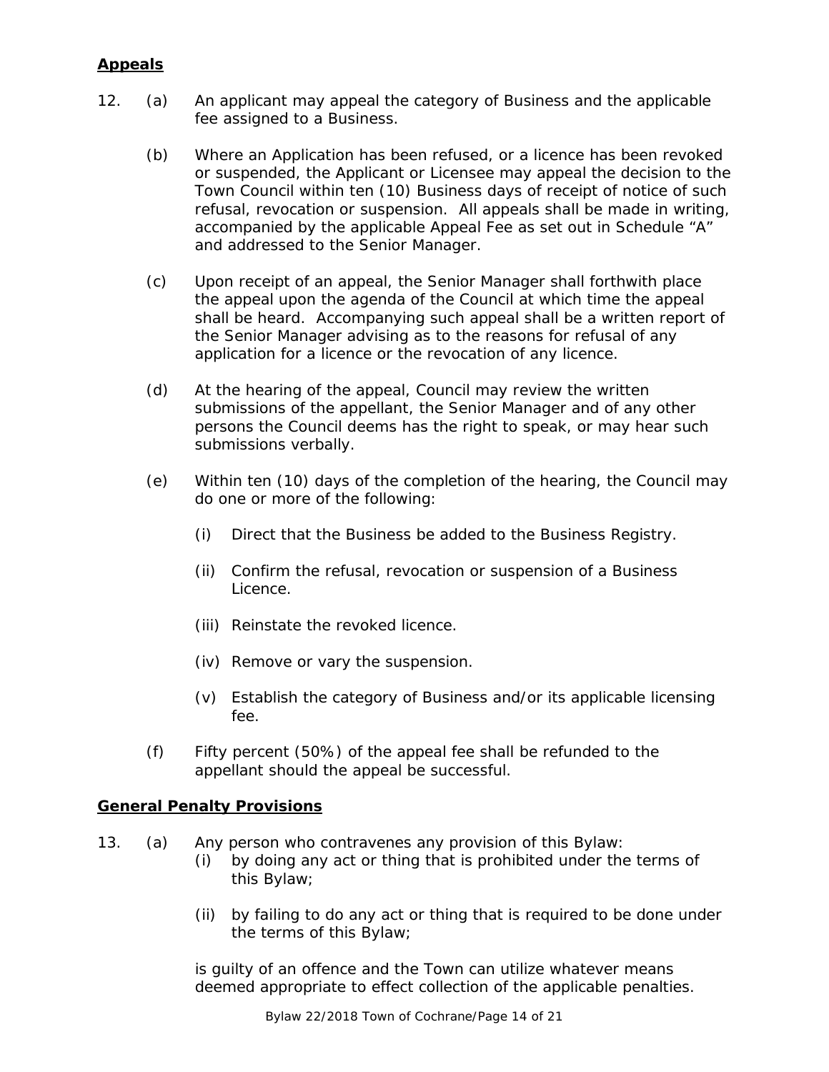**Appeals**

12. (a) An applicant may appeal the category of Business and the applicable fee assigned to a Business.

    (b) Where an Application has been refused, or a licence has been revoked or suspended, the Applicant or Licensee may appeal the decision to the Town Council within ten (10) Business days of receipt of notice of such refusal, revocation or suspension. All appeals shall be made in writing, accompanied by the applicable Appeal Fee as set out in Schedule "A" and addressed to the Senior Manager.

    (c) Upon receipt of an appeal, the Senior Manager shall forthwith place the appeal upon the agenda of the Council at which time the appeal shall be heard. Accompanying such appeal shall be a written report of the Senior Manager advising as to the reasons for refusal of any application for a licence or the revocation of any licence.

    (d) At the hearing of the appeal, Council may review the written submissions of the appellant, the Senior Manager and of any other persons the Council deems has the right to speak, or may hear such submissions verbally.

    (e) Within ten (10) days of the completion of the hearing, the Council may do one or more of the following:

        (i) Direct that the Business be added to the Business Registry.

        (ii) Confirm the refusal, revocation or suspension of a Business Licence.

        (iii) Reinstate the revoked licence.

        (iv) Remove or vary the suspension.

        (v) Establish the category of Business and/or its applicable licensing fee.

    (f) Fifty percent (50%) of the appeal fee shall be refunded to the appellant should the appeal be successful.

**General Penalty Provisions**

13. (a) Any person who contravenes any provision of this Bylaw:

        (i) by doing any act or thing that is prohibited under the terms of this Bylaw;

        (ii) by failing to do any act or thing that is required to be done under the terms of this Bylaw;

    is guilty of an offence and the Town can utilize whatever means deemed appropriate to effect collection of the applicable penalties.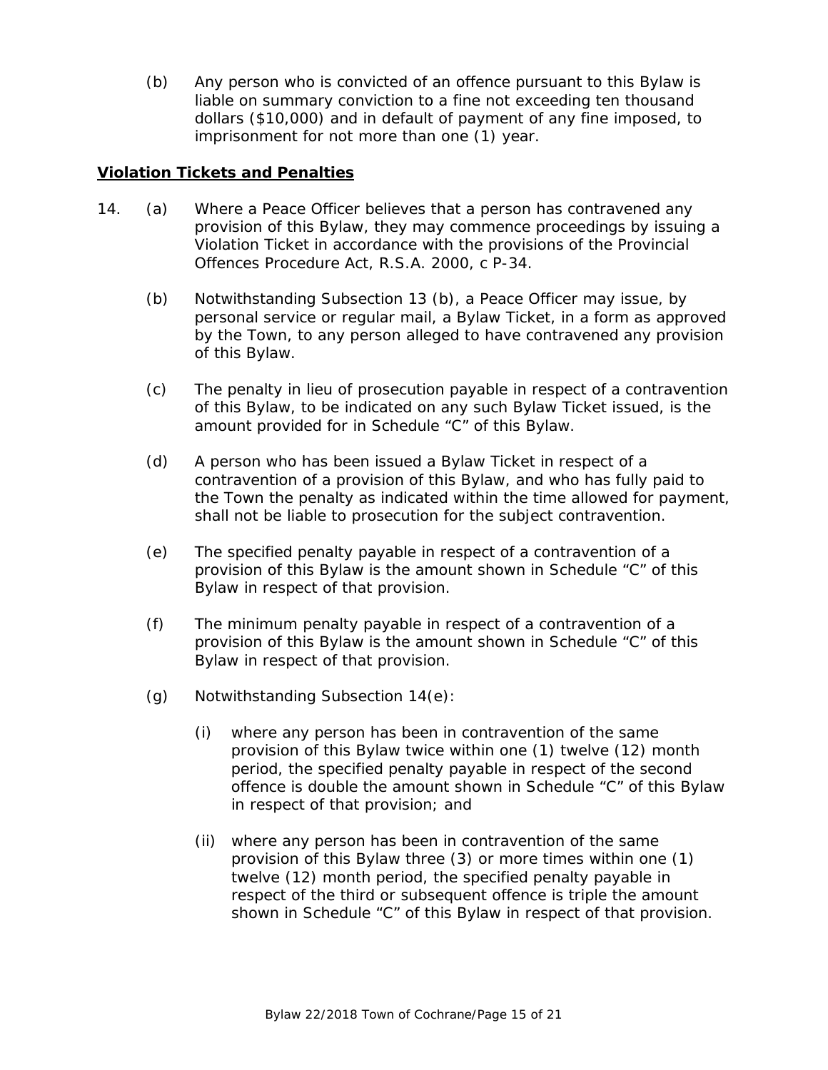(b) Any person who is convicted of an offence pursuant to this Bylaw is liable on summary conviction to a fine not exceeding ten thousand dollars ($10,000) and in default of payment of any fine imposed, to imprisonment for not more than one (1) year.

**Violation Tickets and Penalties**

14. (a) Where a Peace Officer believes that a person has contravened any provision of this Bylaw, they may commence proceedings by issuing a Violation Ticket in accordance with the provisions of the Provincial Offences Procedure Act, R.S.A. 2000, c P-34.

(b) Notwithstanding Subsection 13 (b), a Peace Officer may issue, by personal service or regular mail, a Bylaw Ticket, in a form as approved by the Town, to any person alleged to have contravened any provision of this Bylaw.

(c) The penalty in lieu of prosecution payable in respect of a contravention of this Bylaw, to be indicated on any such Bylaw Ticket issued, is the amount provided for in Schedule "C" of this Bylaw.

(d) A person who has been issued a Bylaw Ticket in respect of a contravention of a provision of this Bylaw, and who has fully paid to the Town the penalty as indicated within the time allowed for payment, shall not be liable to prosecution for the subject contravention.

(e) The specified penalty payable in respect of a contravention of a provision of this Bylaw is the amount shown in Schedule "C" of this Bylaw in respect of that provision.

(f) The minimum penalty payable in respect of a contravention of a provision of this Bylaw is the amount shown in Schedule "C" of this Bylaw in respect of that provision.

(g) Notwithstanding Subsection 14(e):

(i) where any person has been in contravention of the same provision of this Bylaw twice within one (1) twelve (12) month period, the specified penalty payable in respect of the second offence is double the amount shown in Schedule "C" of this Bylaw in respect of that provision; and

(ii) where any person has been in contravention of the same provision of this Bylaw three (3) or more times within one (1) twelve (12) month period, the specified penalty payable in respect of the third or subsequent offence is triple the amount shown in Schedule "C" of this Bylaw in respect of that provision.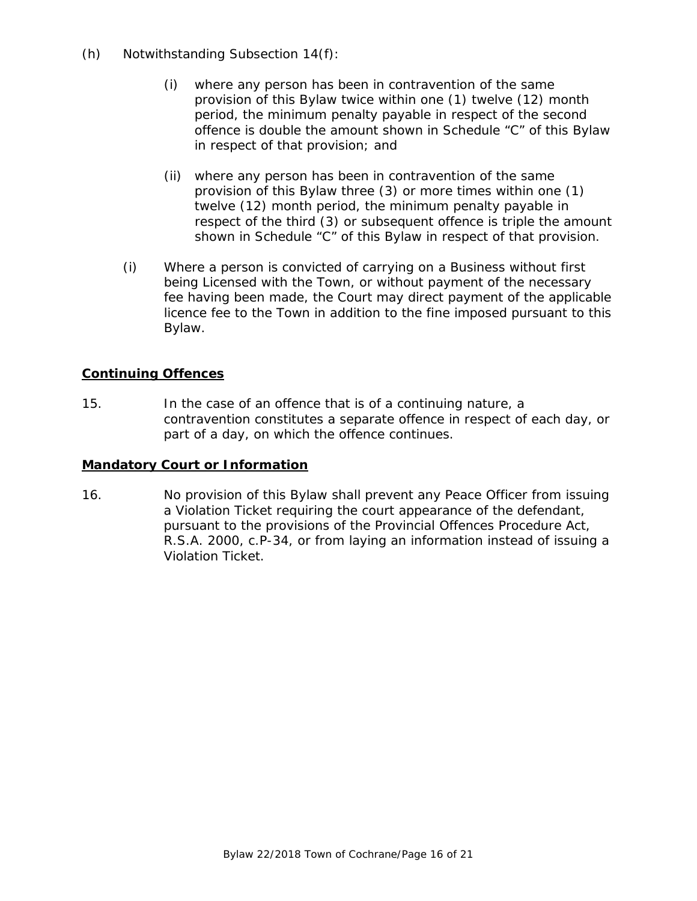(h) Notwithstanding Subsection 14(f):

- (i) where any person has been in contravention of the same provision of this Bylaw twice within one (1) twelve (12) month period, the minimum penalty payable in respect of the second offence is double the amount shown in Schedule "C" of this Bylaw in respect of that provision; and

- (ii) where any person has been in contravention of the same provision of this Bylaw three (3) or more times within one (1) twelve (12) month period, the minimum penalty payable in respect of the third (3) or subsequent offence is triple the amount shown in Schedule "C" of this Bylaw in respect of that provision.

(i) Where a person is convicted of carrying on a Business without first being Licensed with the Town, or without payment of the necessary fee having been made, the Court may direct payment of the applicable licence fee to the Town in addition to the fine imposed pursuant to this Bylaw.

**Continuing Offences**

15. In the case of an offence that is of a continuing nature, a contravention constitutes a separate offence in respect of each day, or part of a day, on which the offence continues.

**Mandatory Court or Information**

16. No provision of this Bylaw shall prevent any Peace Officer from issuing a Violation Ticket requiring the court appearance of the defendant, pursuant to the provisions of the Provincial Offences Procedure Act, R.S.A. 2000, c.P-34, or from laying an information instead of issuing a Violation Ticket.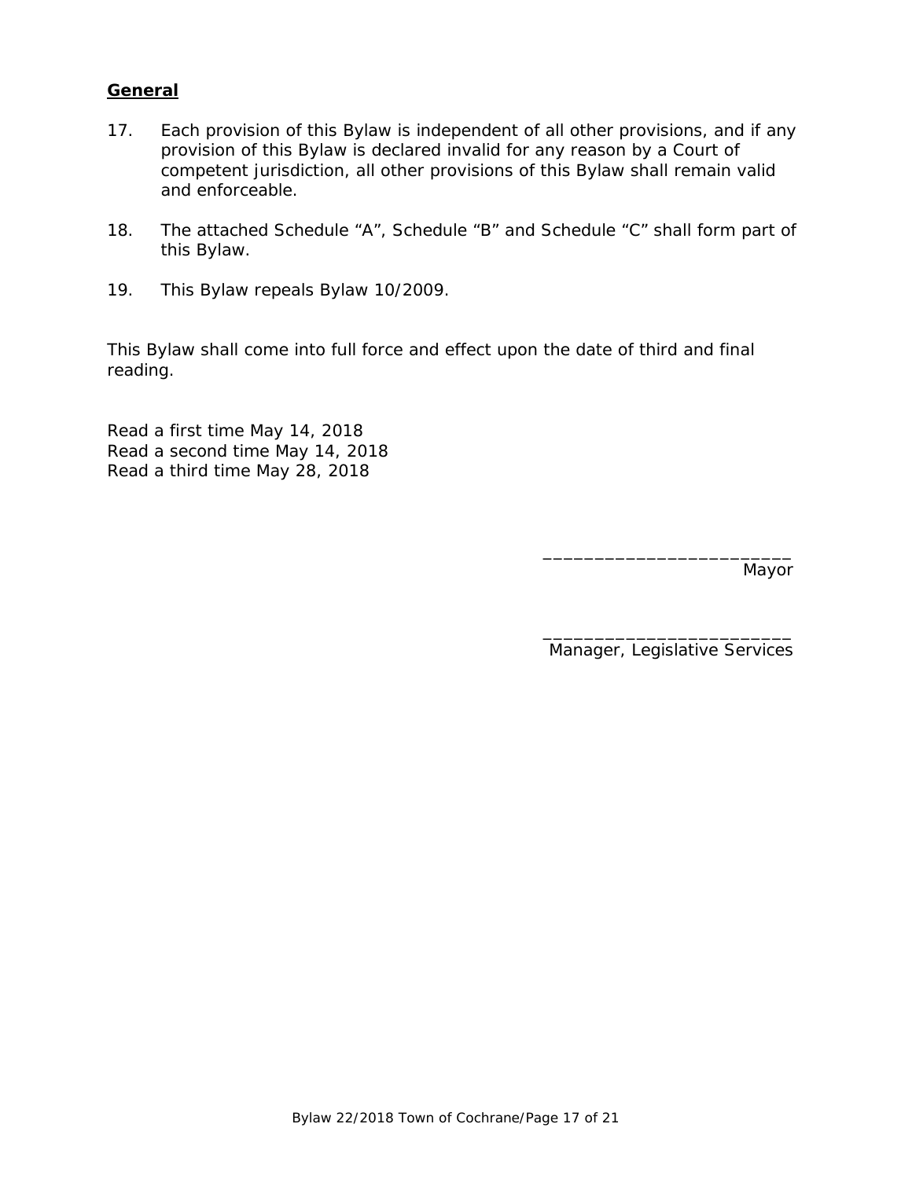**General**

17. Each provision of this Bylaw is independent of all other provisions, and if any provision of this Bylaw is declared invalid for any reason by a Court of competent jurisdiction, all other provisions of this Bylaw shall remain valid and enforceable.

18. The attached Schedule "A", Schedule "B" and Schedule "C" shall form part of this Bylaw.

19. This Bylaw repeals Bylaw 10/2009.

This Bylaw shall come into full force and effect upon the date of third and final reading.

Read a first time May 14, 2018
Read a second time May 14, 2018
Read a third time May 28, 2018

_________________________
Mayor

_________________________
Manager, Legislative Services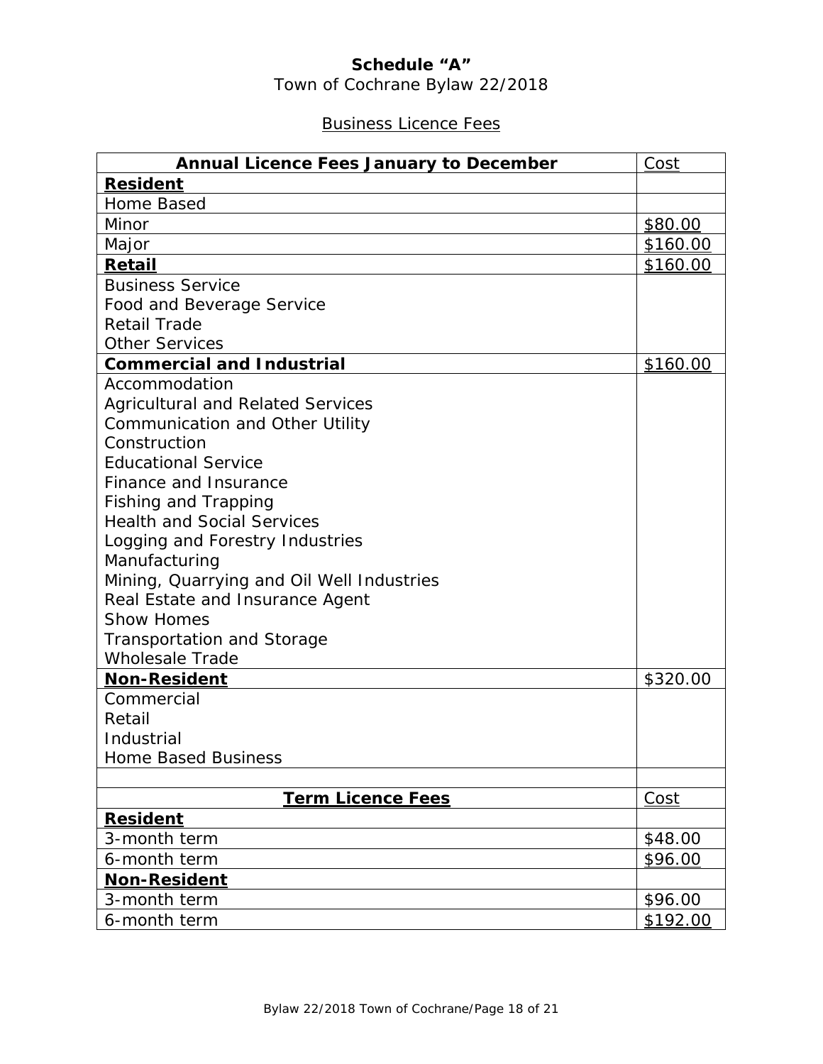**Schedule "A"**

Town of Cochrane Bylaw 22/2018

Business Licence Fees

| **Annual Licence Fees January to December** | Cost |
|---|---|
| **Resident** | |
| Home Based | |
| Minor | $80.00 |
| Major | $160.00 |
| **Retail** | $160.00 |
| Business Service<br>Food and Beverage Service<br>Retail Trade<br>Other Services | |
| **Commercial and Industrial** | $160.00 |
| Accommodation<br>Agricultural and Related Services<br>Communication and Other Utility<br>Construction<br>Educational Service<br>Finance and Insurance<br>Fishing and Trapping<br>Health and Social Services<br>Logging and Forestry Industries<br>Manufacturing<br>Mining, Quarrying and Oil Well Industries<br>Real Estate and Insurance Agent<br>Show Homes<br>Transportation and Storage<br>Wholesale Trade | |
| **Non-Resident** | $320.00 |
| Commercial<br>Retail<br>Industrial<br>Home Based Business | |
| | |
| **Term Licence Fees** | Cost |
| **Resident** | |
| 3-month term | $48.00 |
| 6-month term | $96.00 |
| **Non-Resident** | |
| 3-month term | $96.00 |
| 6-month term | $192.00 |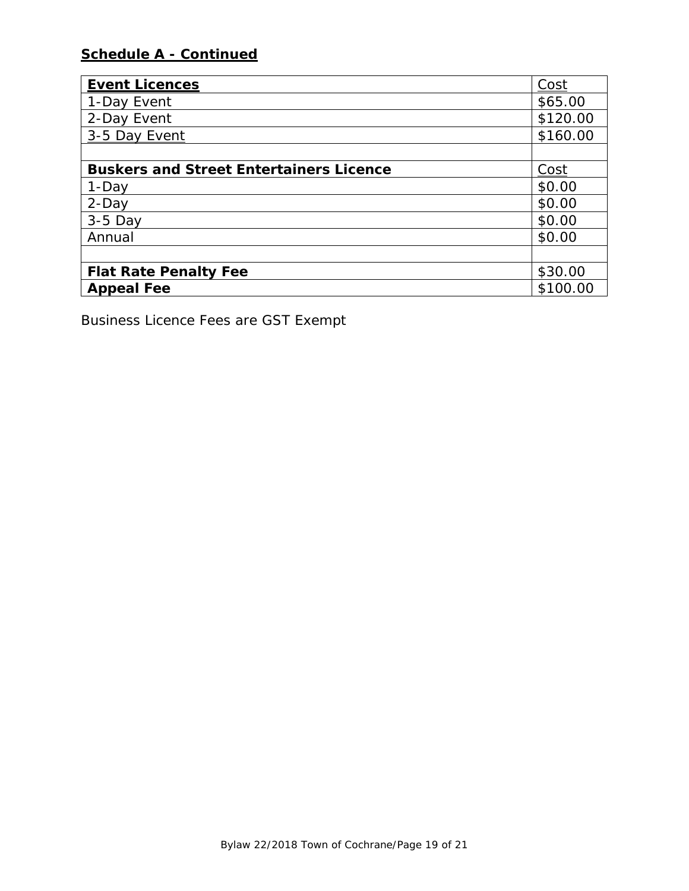**Schedule A - Continued**

| **Event Licences** | Cost |
| --- | --- |
| 1-Day Event | $65.00 |
| 2-Day Event | $120.00 |
| 3-5 Day Event | $160.00 |
| | |
| **Buskers and Street Entertainers Licence** | Cost |
| 1-Day | $0.00 |
| 2-Day | $0.00 |
| 3-5 Day | $0.00 |
| Annual | $0.00 |
| | |
| **Flat Rate Penalty Fee** | $30.00 |
| **Appeal Fee** | $100.00 |

Business Licence Fees are GST Exempt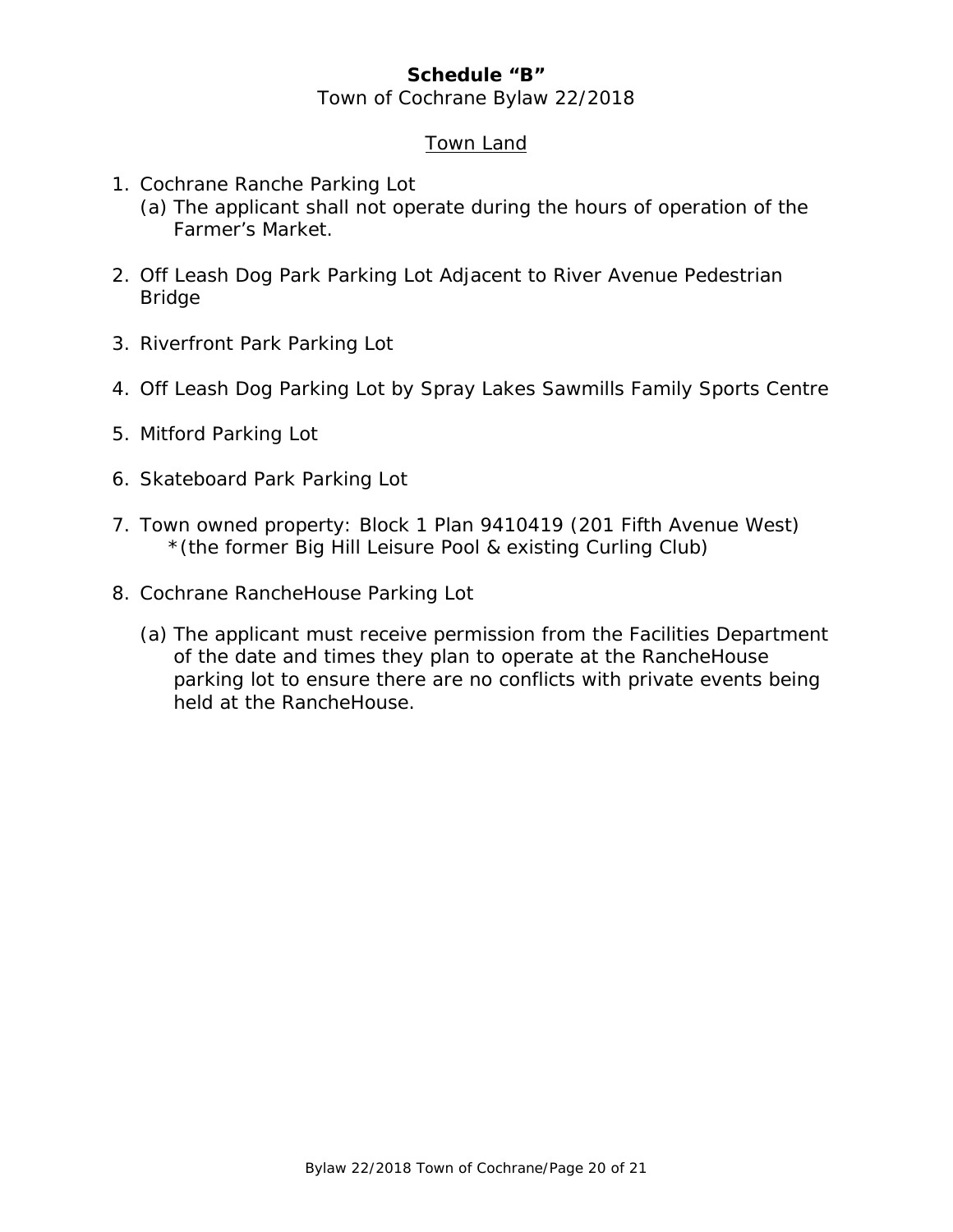**Schedule "B"**

Town of Cochrane Bylaw 22/2018

Town Land

1. Cochrane Ranche Parking Lot
   (a) The applicant shall not operate during the hours of operation of the Farmer's Market.

2. Off Leash Dog Park Parking Lot Adjacent to River Avenue Pedestrian Bridge

3. Riverfront Park Parking Lot

4. Off Leash Dog Parking Lot by Spray Lakes Sawmills Family Sports Centre

5. Mitford Parking Lot

6. Skateboard Park Parking Lot

7. Town owned property: Block 1 Plan 9410419 (201 Fifth Avenue West)
   *(the former Big Hill Leisure Pool & existing Curling Club)

8. Cochrane RancheHouse Parking Lot

   (a) The applicant must receive permission from the Facilities Department of the date and times they plan to operate at the RancheHouse parking lot to ensure there are no conflicts with private events being held at the RancheHouse.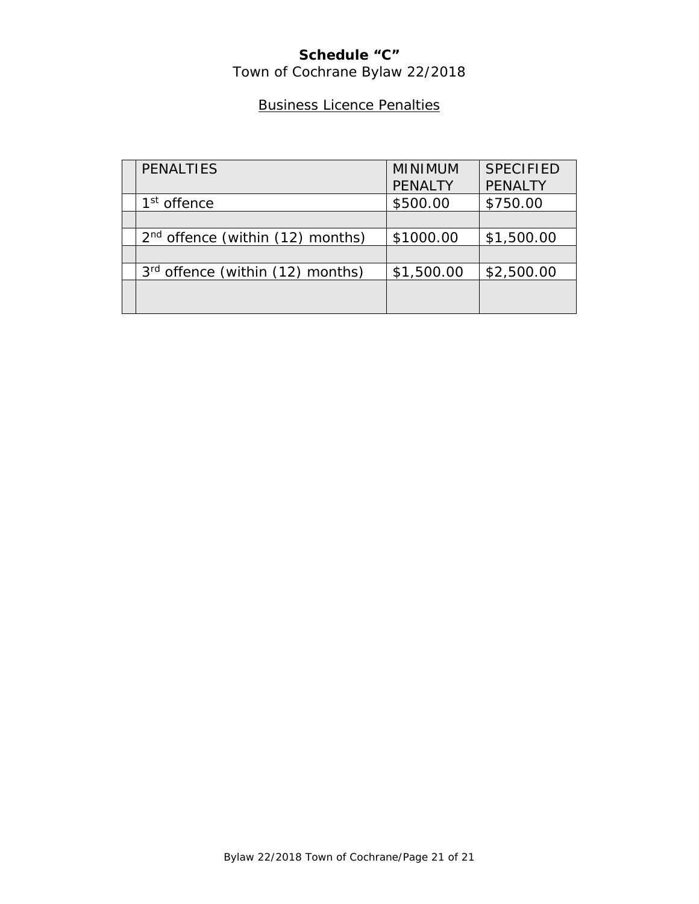**Schedule "C"**

Town of Cochrane Bylaw 22/2018

Business Licence Penalties

| | PENALTIES | MINIMUM PENALTY | SPECIFIED PENALTY |
|---|---|---|---|
| | 1st offence | $500.00 | $750.00 |
| | | | |
| | 2nd offence (within (12) months) | $1000.00 | $1,500.00 |
| | | | |
| | 3rd offence (within (12) months) | $1,500.00 | $2,500.00 |
| | | | |